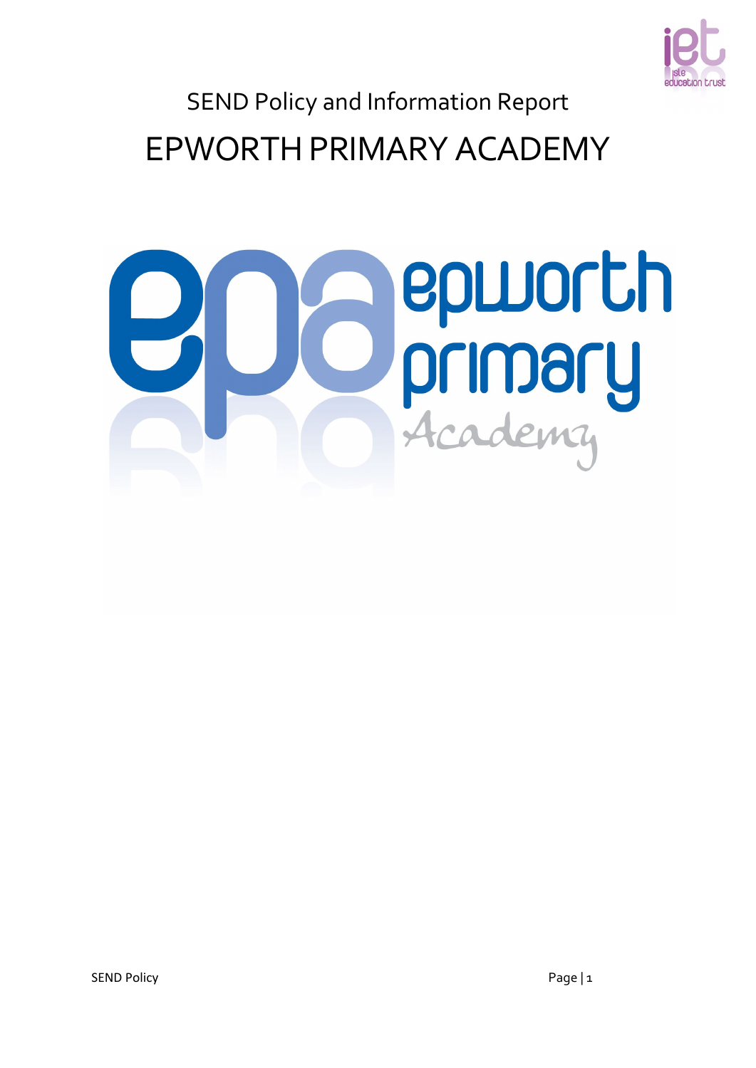SEND Policy and Information Report

# EPWORTH PRIMARY ACADEMY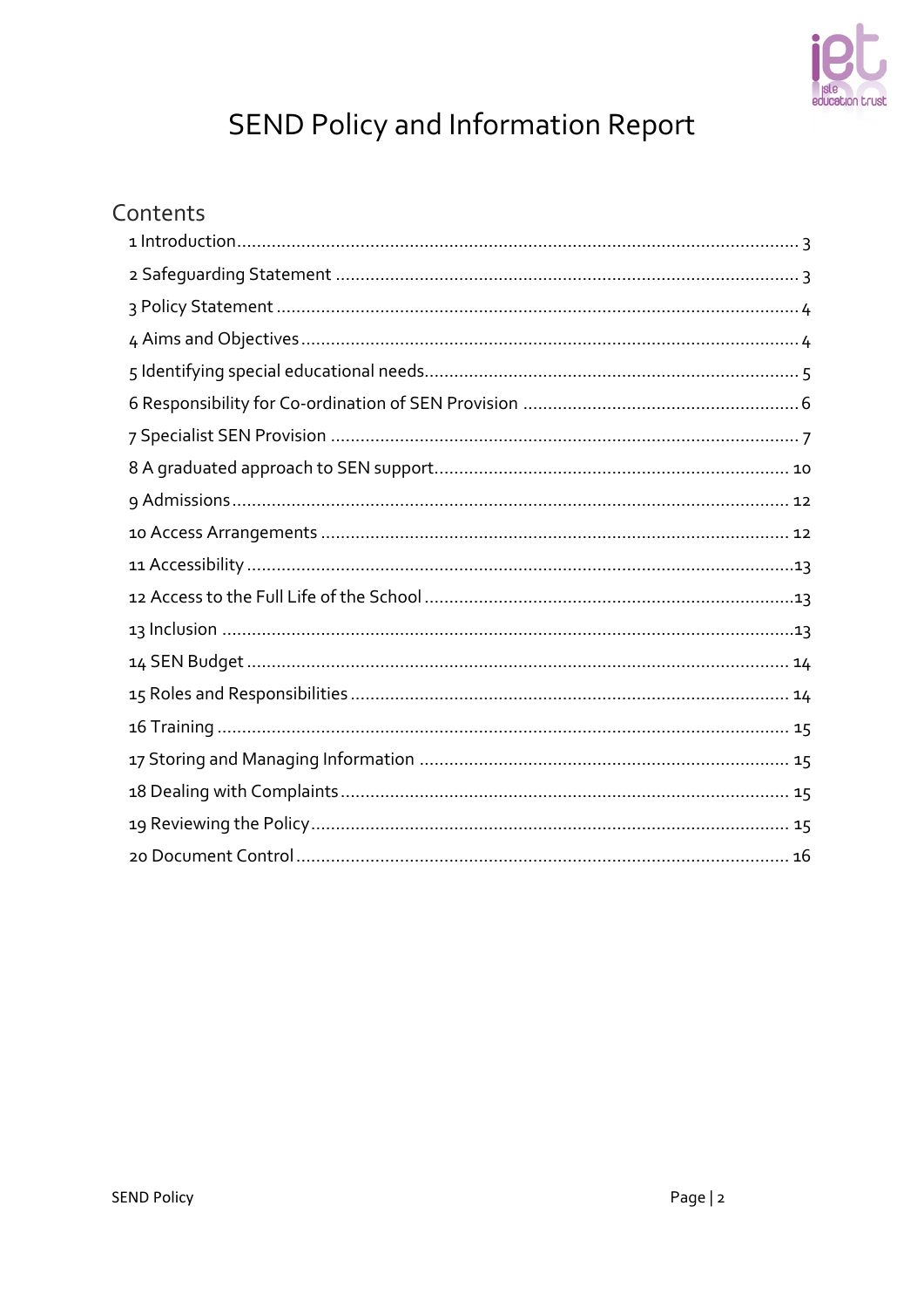# SEND Policy and Information Report

## Contents

1 Introduction ........................................................................................................ 3

2 Safeguarding Statement ........................................................................................ 3

3 Policy Statement .................................................................................................. 4

4 Aims and Objectives ............................................................................................ 4

5 Identifying special educational needs ..................................................................... 5

6 Responsibility for Co-ordination of SEN Provision ................................................... 6

7 Specialist SEN Provision ........................................................................................ 7

8 A graduated approach to SEN support ................................................................... 10

9 Admissions ......................................................................................................... 12

10 Access Arrangements ......................................................................................... 12

11 Accessibility ...................................................................................................... 13

12 Access to the Full Life of the School .................................................................... 13

13 Inclusion ........................................................................................................... 13

14 SEN Budget ....................................................................................................... 14

15 Roles and Responsibilities ................................................................................... 14

16 Training ............................................................................................................ 15

17 Storing and Managing Information ...................................................................... 15

18 Dealing with Complaints ..................................................................................... 15

19 Reviewing the Policy .......................................................................................... 15

20 Document Control .............................................................................................. 16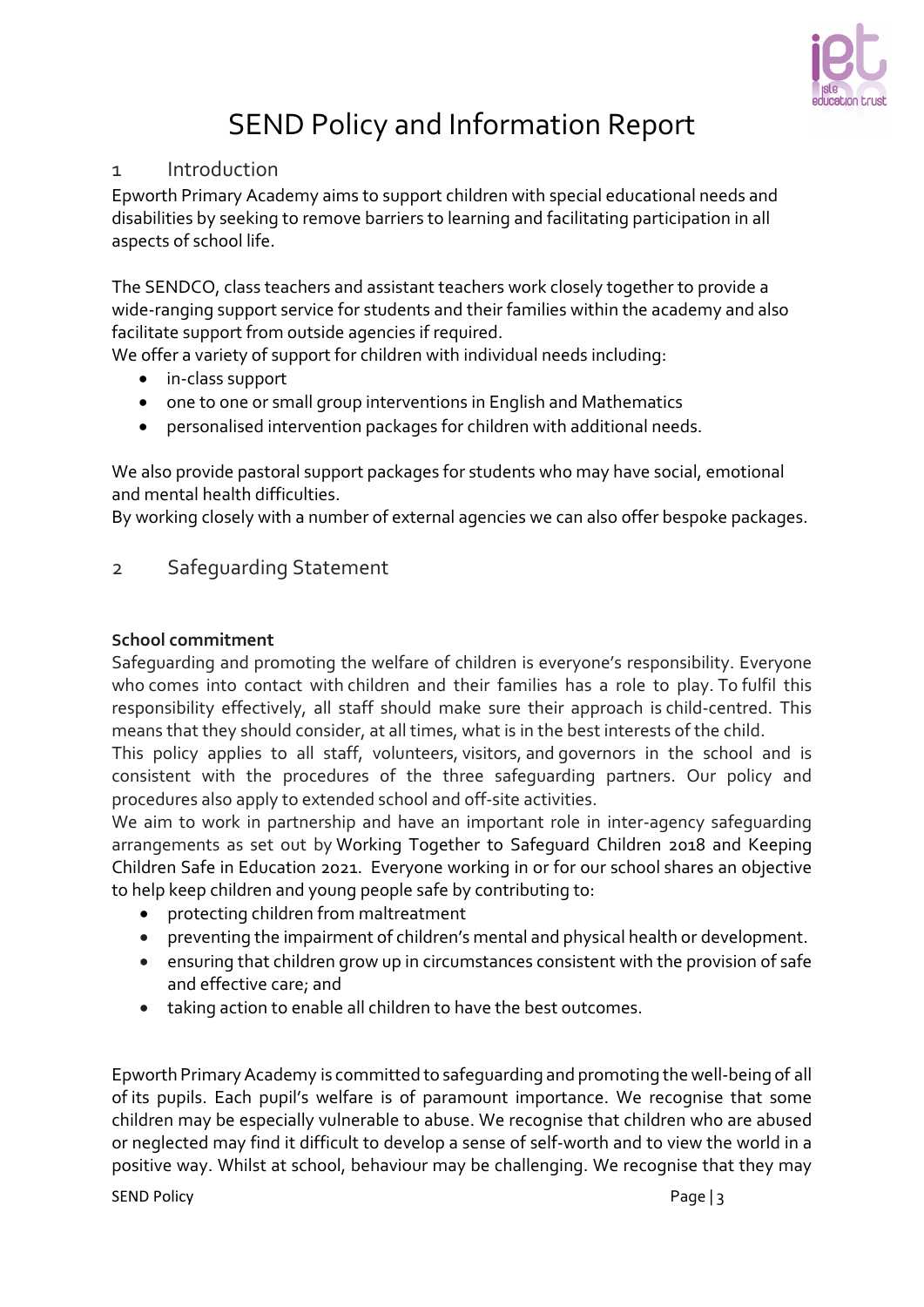# SEND Policy and Information Report

## 1 Introduction

Epworth Primary Academy aims to support children with special educational needs and disabilities by seeking to remove barriers to learning and facilitating participation in all aspects of school life.

The SENDCO, class teachers and assistant teachers work closely together to provide a wide-ranging support service for students and their families within the academy and also facilitate support from outside agencies if required.

We offer a variety of support for children with individual needs including:

- in-class support
- one to one or small group interventions in English and Mathematics
- personalised intervention packages for children with additional needs.

We also provide pastoral support packages for students who may have social, emotional and mental health difficulties.

By working closely with a number of external agencies we can also offer bespoke packages.

## 2 Safeguarding Statement

**School commitment**

Safeguarding and promoting the welfare of children is everyone's responsibility. Everyone who comes into contact with children and their families has a role to play. To fulfil this responsibility effectively, all staff should make sure their approach is child-centred. This means that they should consider, at all times, what is in the best interests of the child.

This policy applies to all staff, volunteers, visitors, and governors in the school and is consistent with the procedures of the three safeguarding partners. Our policy and procedures also apply to extended school and off-site activities.

We aim to work in partnership and have an important role in inter-agency safeguarding arrangements as set out by Working Together to Safeguard Children 2018 and Keeping Children Safe in Education 2021. Everyone working in or for our school shares an objective to help keep children and young people safe by contributing to:

- protecting children from maltreatment
- preventing the impairment of children's mental and physical health or development.
- ensuring that children grow up in circumstances consistent with the provision of safe and effective care; and
- taking action to enable all children to have the best outcomes.

Epworth Primary Academy is committed to safeguarding and promoting the well-being of all of its pupils. Each pupil's welfare is of paramount importance. We recognise that some children may be especially vulnerable to abuse. We recognise that children who are abused or neglected may find it difficult to develop a sense of self-worth and to view the world in a positive way. Whilst at school, behaviour may be challenging. We recognise that they may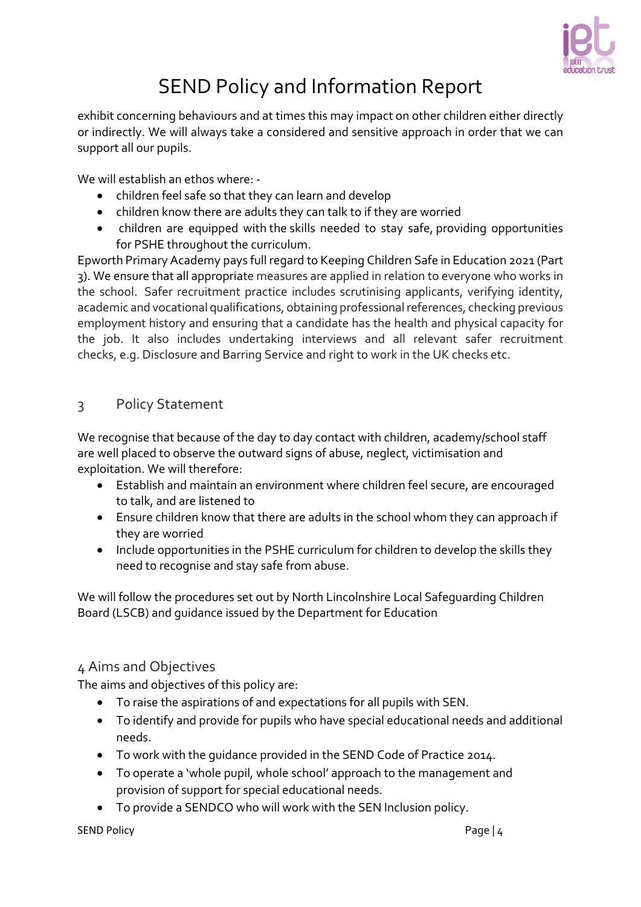exhibit concerning behaviours and at times this may impact on other children either directly or indirectly. We will always take a considered and sensitive approach in order that we can support all our pupils.

We will establish an ethos where: -

- children feel safe so that they can learn and develop
- children know there are adults they can talk to if they are worried
- children are equipped with the skills needed to stay safe, providing opportunities for PSHE throughout the curriculum.

Epworth Primary Academy pays full regard to Keeping Children Safe in Education 2021 (Part 3). We ensure that all appropriate measures are applied in relation to everyone who works in the school. Safer recruitment practice includes scrutinising applicants, verifying identity, academic and vocational qualifications, obtaining professional references, checking previous employment history and ensuring that a candidate has the health and physical capacity for the job. It also includes undertaking interviews and all relevant safer recruitment checks, e.g. Disclosure and Barring Service and right to work in the UK checks etc.

## 3 Policy Statement

We recognise that because of the day to day contact with children, academy/school staff are well placed to observe the outward signs of abuse, neglect, victimisation and exploitation. We will therefore:

- Establish and maintain an environment where children feel secure, are encouraged to talk, and are listened to
- Ensure children know that there are adults in the school whom they can approach if they are worried
- Include opportunities in the PSHE curriculum for children to develop the skills they need to recognise and stay safe from abuse.

We will follow the procedures set out by North Lincolnshire Local Safeguarding Children Board (LSCB) and guidance issued by the Department for Education

## 4 Aims and Objectives

The aims and objectives of this policy are:

- To raise the aspirations of and expectations for all pupils with SEN.
- To identify and provide for pupils who have special educational needs and additional needs.
- To work with the guidance provided in the SEND Code of Practice 2014.
- To operate a 'whole pupil, whole school' approach to the management and provision of support for special educational needs.
- To provide a SENDCO who will work with the SEN Inclusion policy.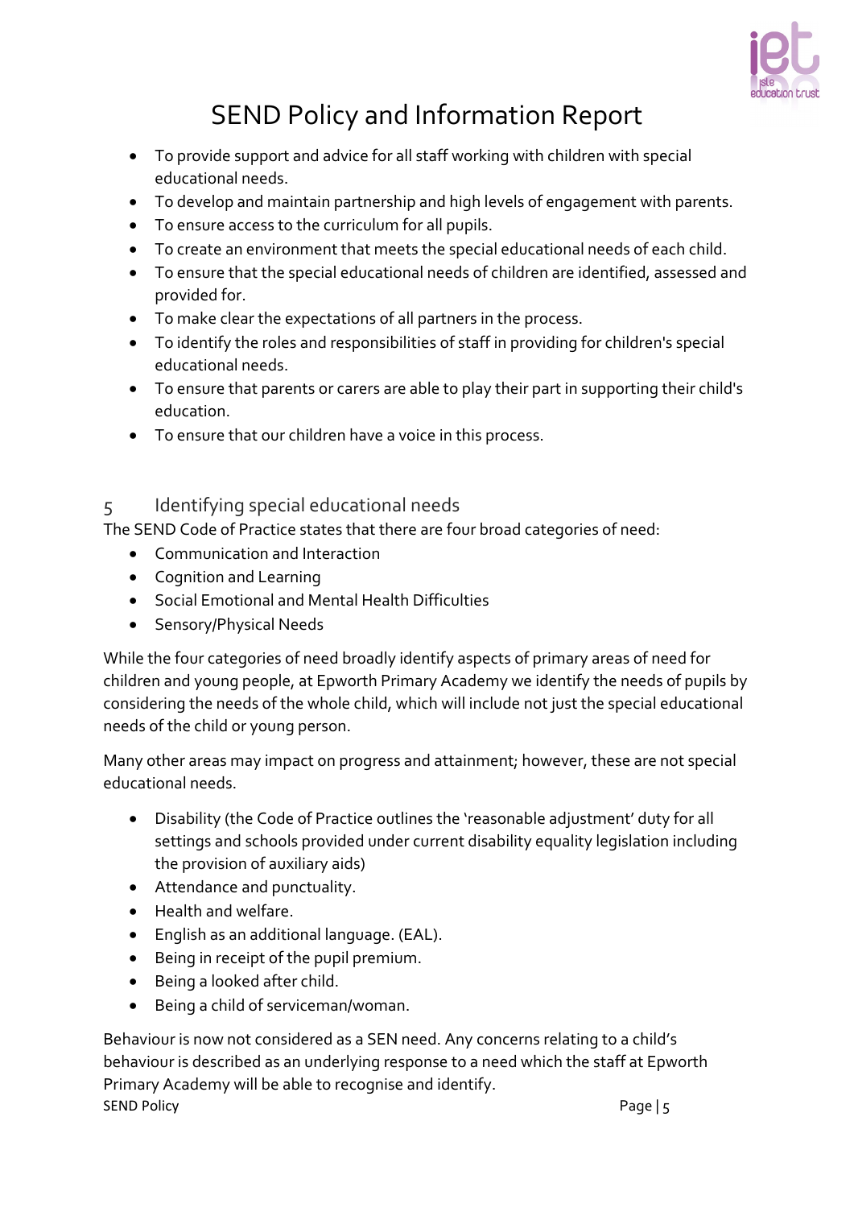- To provide support and advice for all staff working with children with special educational needs.
- To develop and maintain partnership and high levels of engagement with parents.
- To ensure access to the curriculum for all pupils.
- To create an environment that meets the special educational needs of each child.
- To ensure that the special educational needs of children are identified, assessed and provided for.
- To make clear the expectations of all partners in the process.
- To identify the roles and responsibilities of staff in providing for children's special educational needs.
- To ensure that parents or carers are able to play their part in supporting their child's education.
- To ensure that our children have a voice in this process.

## 5 Identifying special educational needs

The SEND Code of Practice states that there are four broad categories of need:

- Communication and Interaction
- Cognition and Learning
- Social Emotional and Mental Health Difficulties
- Sensory/Physical Needs

While the four categories of need broadly identify aspects of primary areas of need for children and young people, at Epworth Primary Academy we identify the needs of pupils by considering the needs of the whole child, which will include not just the special educational needs of the child or young person.

Many other areas may impact on progress and attainment; however, these are not special educational needs.

- Disability (the Code of Practice outlines the 'reasonable adjustment' duty for all settings and schools provided under current disability equality legislation including the provision of auxiliary aids)
- Attendance and punctuality.
- Health and welfare.
- English as an additional language. (EAL).
- Being in receipt of the pupil premium.
- Being a looked after child.
- Being a child of serviceman/woman.

Behaviour is now not considered as a SEN need. Any concerns relating to a child's behaviour is described as an underlying response to a need which the staff at Epworth Primary Academy will be able to recognise and identify.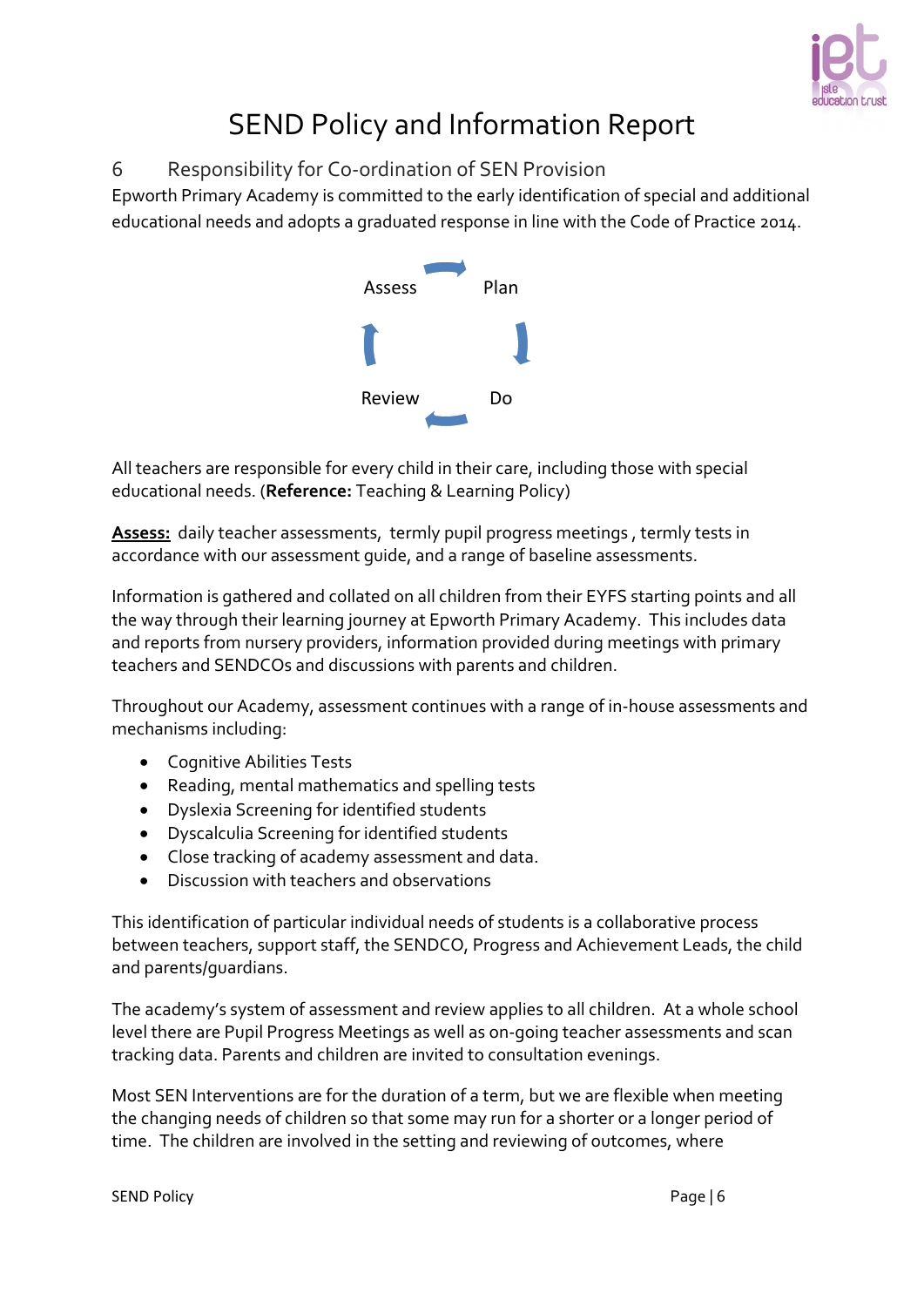# SEND Policy and Information Report

## 6 Responsibility for Co-ordination of SEN Provision

Epworth Primary Academy is committed to the early identification of special and additional educational needs and adopts a graduated response in line with the Code of Practice 2014.

Assess → Plan → Do → Review

All teachers are responsible for every child in their care, including those with special educational needs. (**Reference:** Teaching & Learning Policy)

**Assess:** daily teacher assessments, termly pupil progress meetings , termly tests in accordance with our assessment guide, and a range of baseline assessments.

Information is gathered and collated on all children from their EYFS starting points and all the way through their learning journey at Epworth Primary Academy. This includes data and reports from nursery providers, information provided during meetings with primary teachers and SENDCOs and discussions with parents and children.

Throughout our Academy, assessment continues with a range of in-house assessments and mechanisms including:

- Cognitive Abilities Tests
- Reading, mental mathematics and spelling tests
- Dyslexia Screening for identified students
- Dyscalculia Screening for identified students
- Close tracking of academy assessment and data.
- Discussion with teachers and observations

This identification of particular individual needs of students is a collaborative process between teachers, support staff, the SENDCO, Progress and Achievement Leads, the child and parents/guardians.

The academy's system of assessment and review applies to all children. At a whole school level there are Pupil Progress Meetings as well as on-going teacher assessments and scan tracking data. Parents and children are invited to consultation evenings.

Most SEN Interventions are for the duration of a term, but we are flexible when meeting the changing needs of children so that some may run for a shorter or a longer period of time. The children are involved in the setting and reviewing of outcomes, where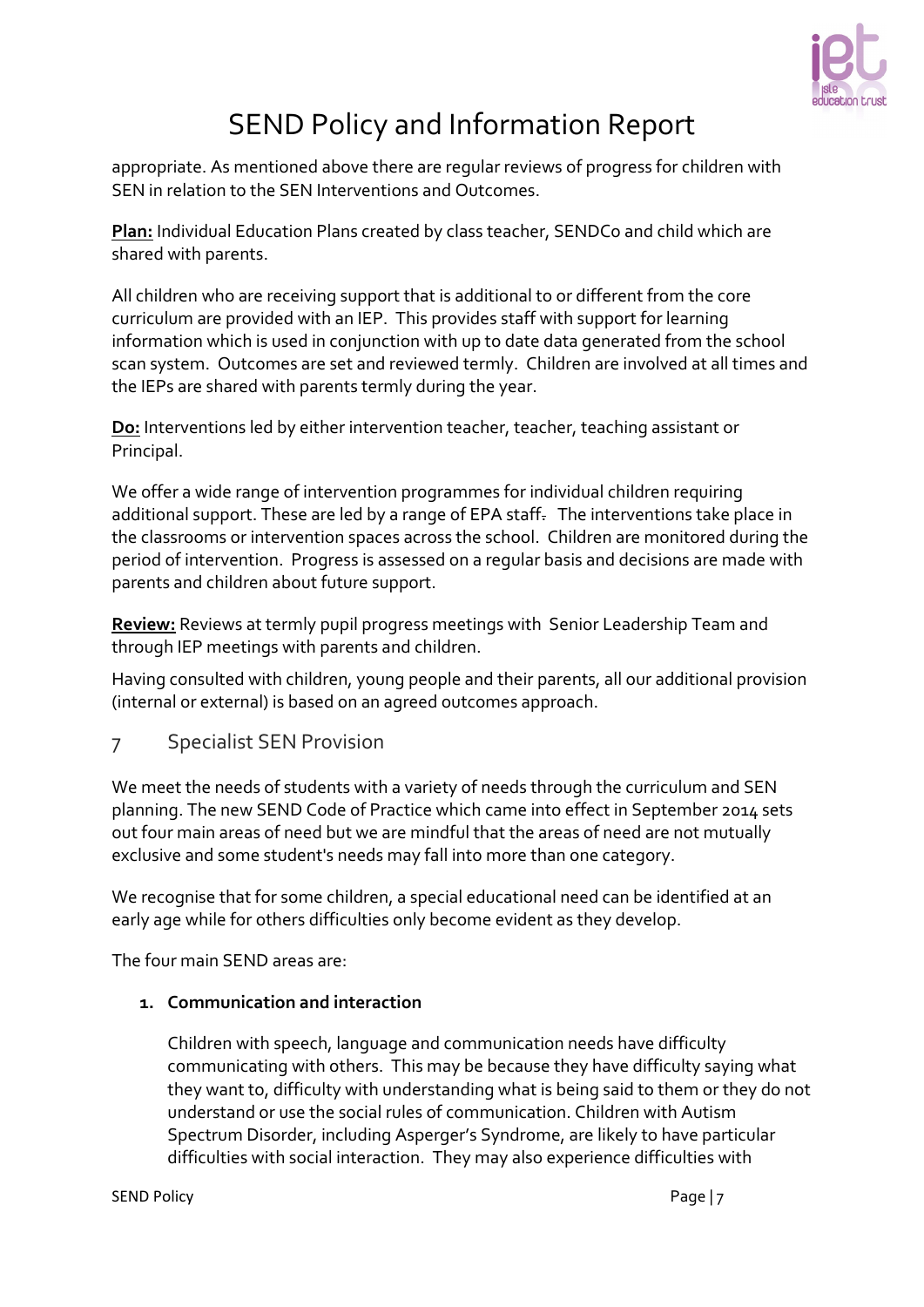appropriate. As mentioned above there are regular reviews of progress for children with SEN in relation to the SEN Interventions and Outcomes.

**Plan:** Individual Education Plans created by class teacher, SENDCo and child which are shared with parents.

All children who are receiving support that is additional to or different from the core curriculum are provided with an IEP. This provides staff with support for learning information which is used in conjunction with up to date data generated from the school scan system. Outcomes are set and reviewed termly. Children are involved at all times and the IEPs are shared with parents termly during the year.

**Do:** Interventions led by either intervention teacher, teacher, teaching assistant or Principal.

We offer a wide range of intervention programmes for individual children requiring additional support. These are led by a range of EPA staff. The interventions take place in the classrooms or intervention spaces across the school. Children are monitored during the period of intervention. Progress is assessed on a regular basis and decisions are made with parents and children about future support.

**Review:** Reviews at termly pupil progress meetings with Senior Leadership Team and through IEP meetings with parents and children.

Having consulted with children, young people and their parents, all our additional provision (internal or external) is based on an agreed outcomes approach.

## 7 Specialist SEN Provision

We meet the needs of students with a variety of needs through the curriculum and SEN planning. The new SEND Code of Practice which came into effect in September 2014 sets out four main areas of need but we are mindful that the areas of need are not mutually exclusive and some student's needs may fall into more than one category.

We recognise that for some children, a special educational need can be identified at an early age while for others difficulties only become evident as they develop.

The four main SEND areas are:

1. **Communication and interaction**

   Children with speech, language and communication needs have difficulty communicating with others. This may be because they have difficulty saying what they want to, difficulty with understanding what is being said to them or they do not understand or use the social rules of communication. Children with Autism Spectrum Disorder, including Asperger's Syndrome, are likely to have particular difficulties with social interaction. They may also experience difficulties with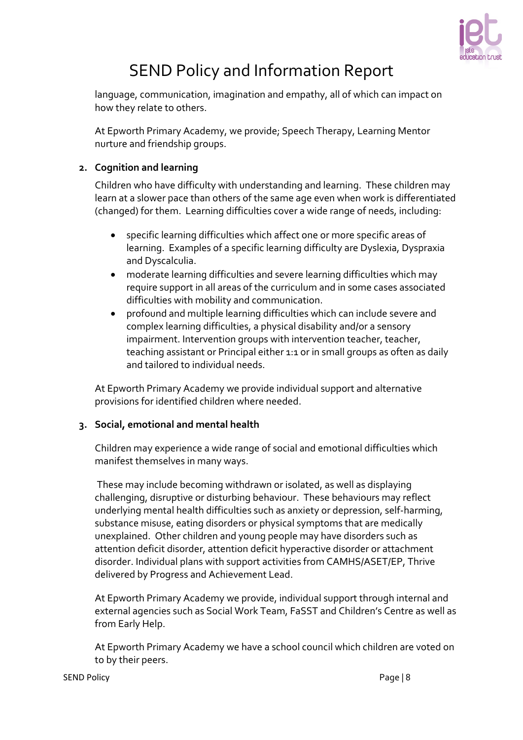language, communication, imagination and empathy, all of which can impact on how they relate to others.

At Epworth Primary Academy, we provide; Speech Therapy, Learning Mentor nurture and friendship groups.

2. **Cognition and learning**

Children who have difficulty with understanding and learning. These children may learn at a slower pace than others of the same age even when work is differentiated (changed) for them. Learning difficulties cover a wide range of needs, including:

- specific learning difficulties which affect one or more specific areas of learning. Examples of a specific learning difficulty are Dyslexia, Dyspraxia and Dyscalculia.
- moderate learning difficulties and severe learning difficulties which may require support in all areas of the curriculum and in some cases associated difficulties with mobility and communication.
- profound and multiple learning difficulties which can include severe and complex learning difficulties, a physical disability and/or a sensory impairment. Intervention groups with intervention teacher, teacher, teaching assistant or Principal either 1:1 or in small groups as often as daily and tailored to individual needs.

At Epworth Primary Academy we provide individual support and alternative provisions for identified children where needed.

3. **Social, emotional and mental health**

Children may experience a wide range of social and emotional difficulties which manifest themselves in many ways.

These may include becoming withdrawn or isolated, as well as displaying challenging, disruptive or disturbing behaviour. These behaviours may reflect underlying mental health difficulties such as anxiety or depression, self-harming, substance misuse, eating disorders or physical symptoms that are medically unexplained. Other children and young people may have disorders such as attention deficit disorder, attention deficit hyperactive disorder or attachment disorder. Individual plans with support activities from CAMHS/ASET/EP, Thrive delivered by Progress and Achievement Lead.

At Epworth Primary Academy we provide, individual support through internal and external agencies such as Social Work Team, FaSST and Children's Centre as well as from Early Help.

At Epworth Primary Academy we have a school council which children are voted on to by their peers.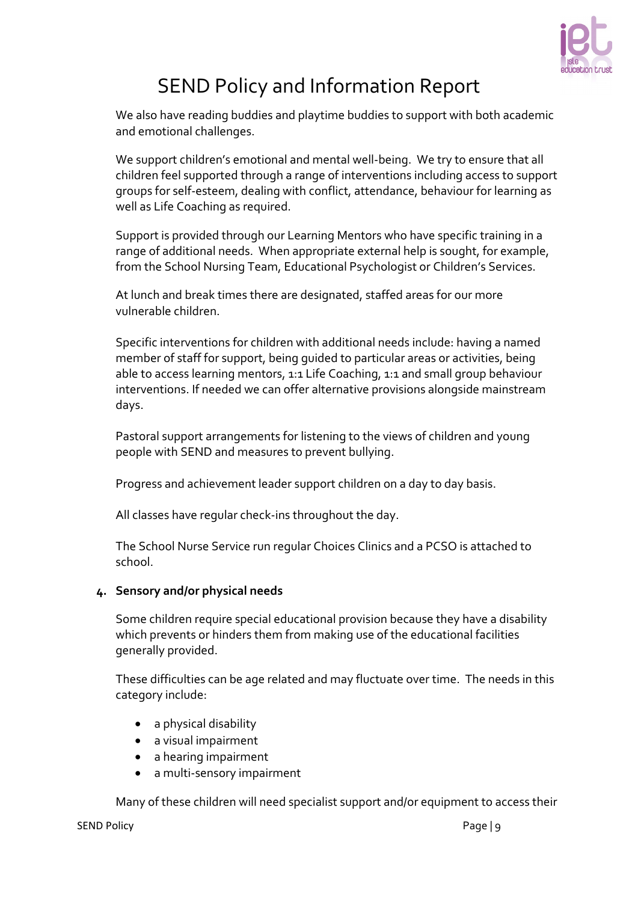We also have reading buddies and playtime buddies to support with both academic and emotional challenges.

We support children's emotional and mental well-being. We try to ensure that all children feel supported through a range of interventions including access to support groups for self-esteem, dealing with conflict, attendance, behaviour for learning as well as Life Coaching as required.

Support is provided through our Learning Mentors who have specific training in a range of additional needs. When appropriate external help is sought, for example, from the School Nursing Team, Educational Psychologist or Children's Services.

At lunch and break times there are designated, staffed areas for our more vulnerable children.

Specific interventions for children with additional needs include: having a named member of staff for support, being guided to particular areas or activities, being able to access learning mentors, 1:1 Life Coaching, 1:1 and small group behaviour interventions. If needed we can offer alternative provisions alongside mainstream days.

Pastoral support arrangements for listening to the views of children and young people with SEND and measures to prevent bullying.

Progress and achievement leader support children on a day to day basis.

All classes have regular check-ins throughout the day.

The School Nurse Service run regular Choices Clinics and a PCSO is attached to school.

**4. Sensory and/or physical needs**

Some children require special educational provision because they have a disability which prevents or hinders them from making use of the educational facilities generally provided.

These difficulties can be age related and may fluctuate over time. The needs in this category include:

- a physical disability
- a visual impairment
- a hearing impairment
- a multi-sensory impairment

Many of these children will need specialist support and/or equipment to access their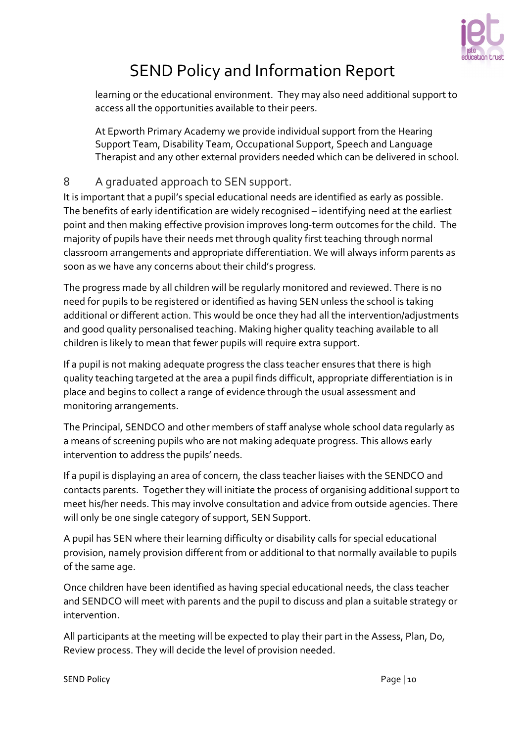learning or the educational environment. They may also need additional support to access all the opportunities available to their peers.

At Epworth Primary Academy we provide individual support from the Hearing Support Team, Disability Team, Occupational Support, Speech and Language Therapist and any other external providers needed which can be delivered in school.

## 8 A graduated approach to SEN support.

It is important that a pupil's special educational needs are identified as early as possible. The benefits of early identification are widely recognised – identifying need at the earliest point and then making effective provision improves long-term outcomes for the child. The majority of pupils have their needs met through quality first teaching through normal classroom arrangements and appropriate differentiation. We will always inform parents as soon as we have any concerns about their child's progress.

The progress made by all children will be regularly monitored and reviewed. There is no need for pupils to be registered or identified as having SEN unless the school is taking additional or different action. This would be once they had all the intervention/adjustments and good quality personalised teaching. Making higher quality teaching available to all children is likely to mean that fewer pupils will require extra support.

If a pupil is not making adequate progress the class teacher ensures that there is high quality teaching targeted at the area a pupil finds difficult, appropriate differentiation is in place and begins to collect a range of evidence through the usual assessment and monitoring arrangements.

The Principal, SENDCO and other members of staff analyse whole school data regularly as a means of screening pupils who are not making adequate progress. This allows early intervention to address the pupils' needs.

If a pupil is displaying an area of concern, the class teacher liaises with the SENDCO and contacts parents. Together they will initiate the process of organising additional support to meet his/her needs. This may involve consultation and advice from outside agencies. There will only be one single category of support, SEN Support.

A pupil has SEN where their learning difficulty or disability calls for special educational provision, namely provision different from or additional to that normally available to pupils of the same age.

Once children have been identified as having special educational needs, the class teacher and SENDCO will meet with parents and the pupil to discuss and plan a suitable strategy or intervention.

All participants at the meeting will be expected to play their part in the Assess, Plan, Do, Review process. They will decide the level of provision needed.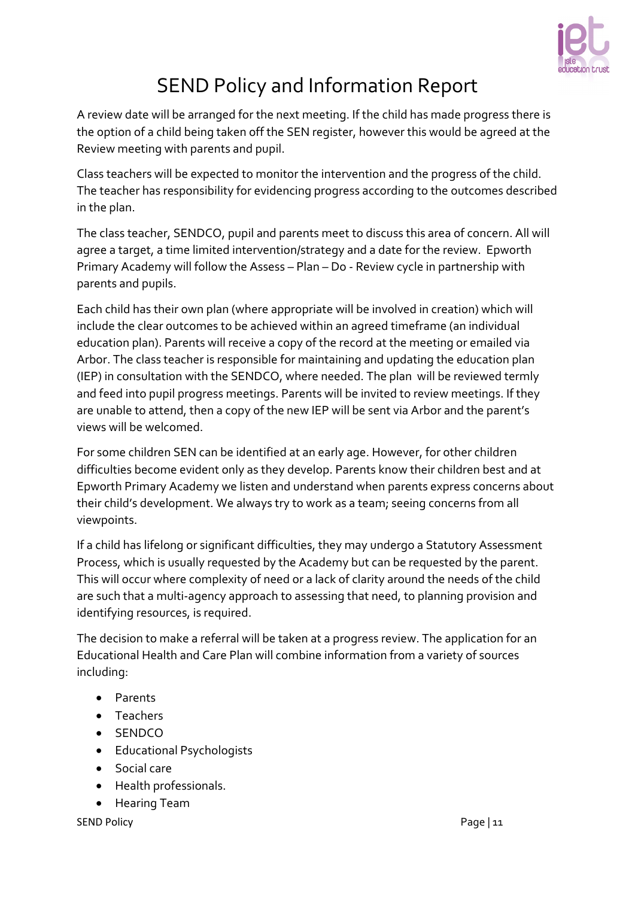A review date will be arranged for the next meeting. If the child has made progress there is the option of a child being taken off the SEN register, however this would be agreed at the Review meeting with parents and pupil.

Class teachers will be expected to monitor the intervention and the progress of the child. The teacher has responsibility for evidencing progress according to the outcomes described in the plan.

The class teacher, SENDCO, pupil and parents meet to discuss this area of concern. All will agree a target, a time limited intervention/strategy and a date for the review. Epworth Primary Academy will follow the Assess – Plan – Do - Review cycle in partnership with parents and pupils.

Each child has their own plan (where appropriate will be involved in creation) which will include the clear outcomes to be achieved within an agreed timeframe (an individual education plan). Parents will receive a copy of the record at the meeting or emailed via Arbor. The class teacher is responsible for maintaining and updating the education plan (IEP) in consultation with the SENDCO, where needed. The plan will be reviewed termly and feed into pupil progress meetings. Parents will be invited to review meetings. If they are unable to attend, then a copy of the new IEP will be sent via Arbor and the parent's views will be welcomed.

For some children SEN can be identified at an early age. However, for other children difficulties become evident only as they develop. Parents know their children best and at Epworth Primary Academy we listen and understand when parents express concerns about their child's development. We always try to work as a team; seeing concerns from all viewpoints.

If a child has lifelong or significant difficulties, they may undergo a Statutory Assessment Process, which is usually requested by the Academy but can be requested by the parent. This will occur where complexity of need or a lack of clarity around the needs of the child are such that a multi-agency approach to assessing that need, to planning provision and identifying resources, is required.

The decision to make a referral will be taken at a progress review. The application for an Educational Health and Care Plan will combine information from a variety of sources including:

- Parents
- Teachers
- SENDCO
- Educational Psychologists
- Social care
- Health professionals.
- Hearing Team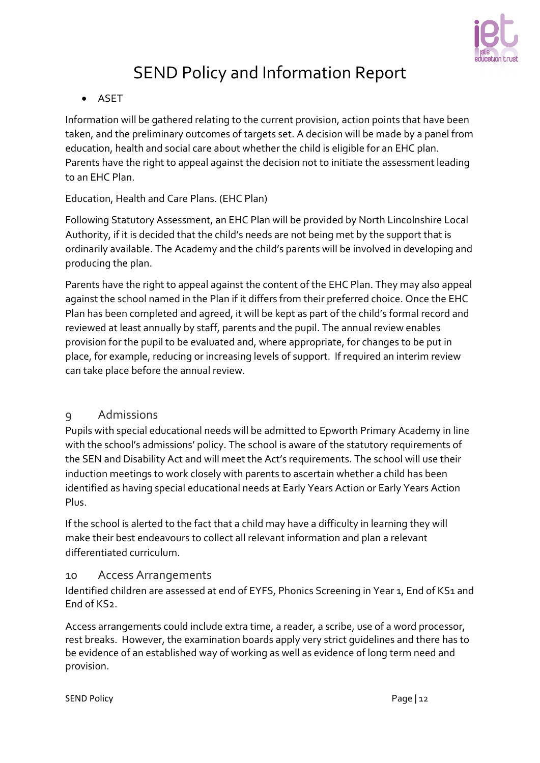- ASET

Information will be gathered relating to the current provision, action points that have been taken, and the preliminary outcomes of targets set. A decision will be made by a panel from education, health and social care about whether the child is eligible for an EHC plan. Parents have the right to appeal against the decision not to initiate the assessment leading to an EHC Plan.

Education, Health and Care Plans. (EHC Plan)

Following Statutory Assessment, an EHC Plan will be provided by North Lincolnshire Local Authority, if it is decided that the child's needs are not being met by the support that is ordinarily available. The Academy and the child's parents will be involved in developing and producing the plan.

Parents have the right to appeal against the content of the EHC Plan. They may also appeal against the school named in the Plan if it differs from their preferred choice. Once the EHC Plan has been completed and agreed, it will be kept as part of the child's formal record and reviewed at least annually by staff, parents and the pupil. The annual review enables provision for the pupil to be evaluated and, where appropriate, for changes to be put in place, for example, reducing or increasing levels of support. If required an interim review can take place before the annual review.

## 9 Admissions

Pupils with special educational needs will be admitted to Epworth Primary Academy in line with the school's admissions' policy. The school is aware of the statutory requirements of the SEN and Disability Act and will meet the Act's requirements. The school will use their induction meetings to work closely with parents to ascertain whether a child has been identified as having special educational needs at Early Years Action or Early Years Action Plus.

If the school is alerted to the fact that a child may have a difficulty in learning they will make their best endeavours to collect all relevant information and plan a relevant differentiated curriculum.

## 10 Access Arrangements

Identified children are assessed at end of EYFS, Phonics Screening in Year 1, End of KS1 and End of KS2.

Access arrangements could include extra time, a reader, a scribe, use of a word processor, rest breaks. However, the examination boards apply very strict guidelines and there has to be evidence of an established way of working as well as evidence of long term need and provision.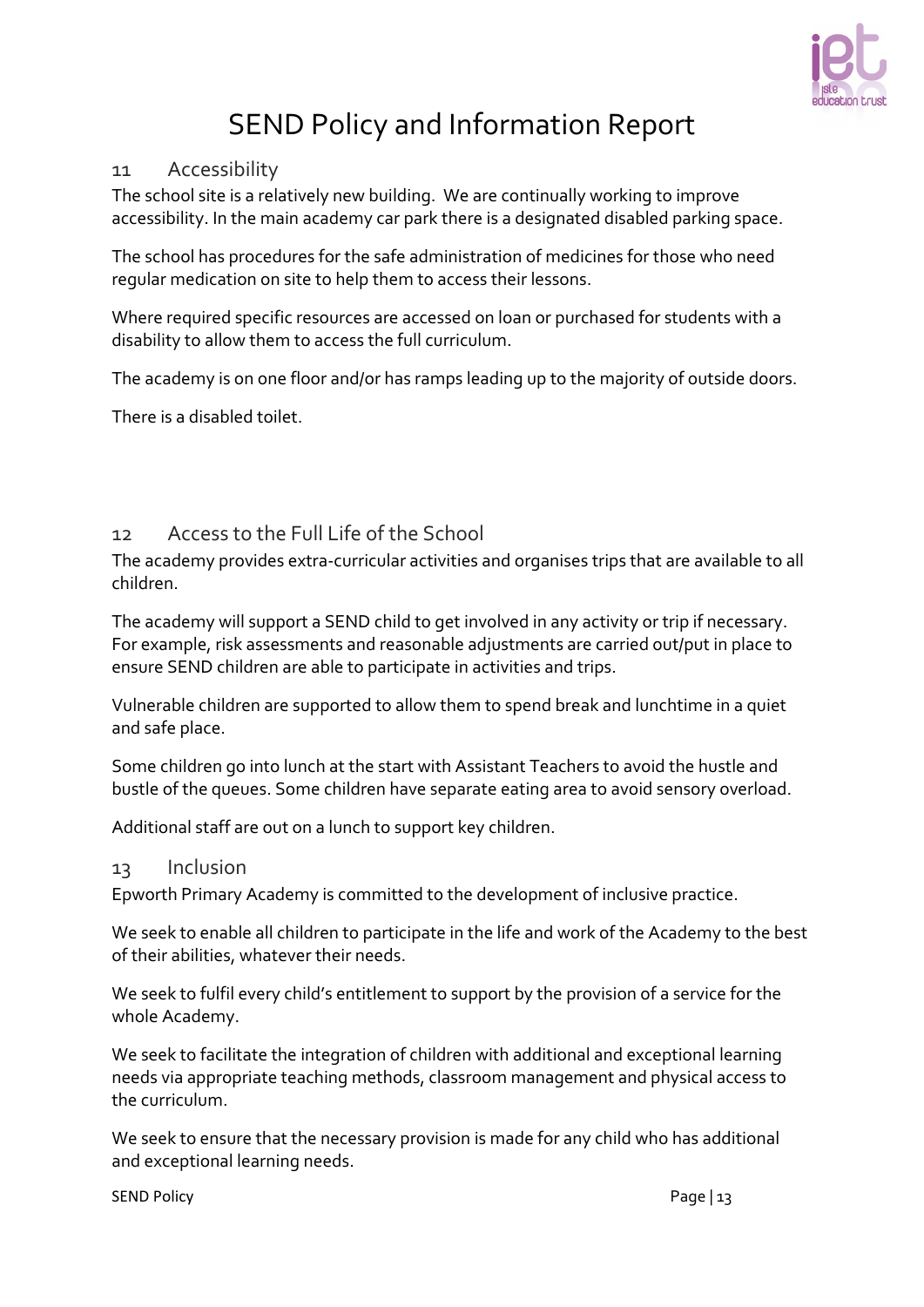## 11 Accessibility

The school site is a relatively new building. We are continually working to improve accessibility. In the main academy car park there is a designated disabled parking space.

The school has procedures for the safe administration of medicines for those who need regular medication on site to help them to access their lessons.

Where required specific resources are accessed on loan or purchased for students with a disability to allow them to access the full curriculum.

The academy is on one floor and/or has ramps leading up to the majority of outside doors.

There is a disabled toilet.

## 12 Access to the Full Life of the School

The academy provides extra-curricular activities and organises trips that are available to all children.

The academy will support a SEND child to get involved in any activity or trip if necessary. For example, risk assessments and reasonable adjustments are carried out/put in place to ensure SEND children are able to participate in activities and trips.

Vulnerable children are supported to allow them to spend break and lunchtime in a quiet and safe place.

Some children go into lunch at the start with Assistant Teachers to avoid the hustle and bustle of the queues. Some children have separate eating area to avoid sensory overload.

Additional staff are out on a lunch to support key children.

## 13 Inclusion

Epworth Primary Academy is committed to the development of inclusive practice.

We seek to enable all children to participate in the life and work of the Academy to the best of their abilities, whatever their needs.

We seek to fulfil every child's entitlement to support by the provision of a service for the whole Academy.

We seek to facilitate the integration of children with additional and exceptional learning needs via appropriate teaching methods, classroom management and physical access to the curriculum.

We seek to ensure that the necessary provision is made for any child who has additional and exceptional learning needs.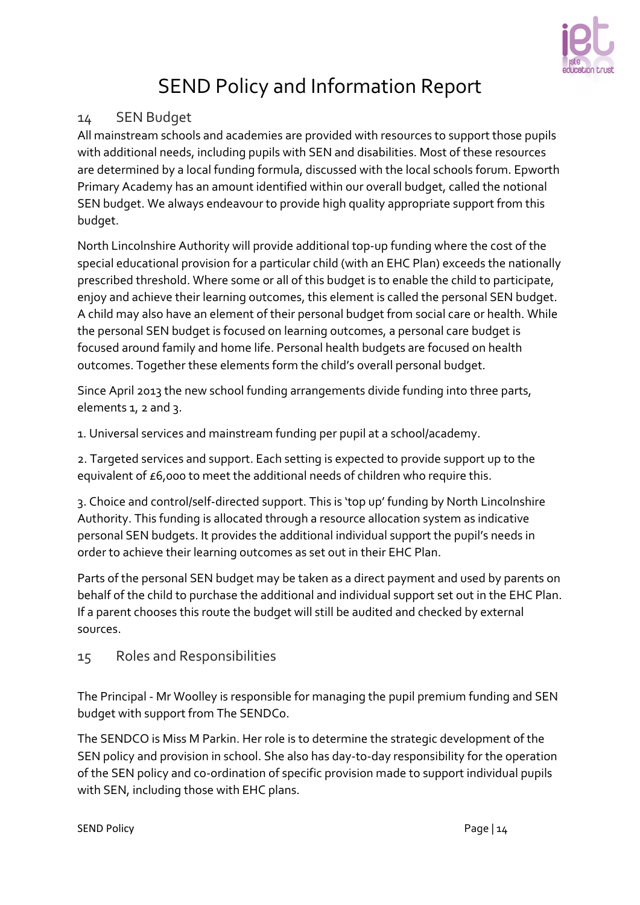# SEND Policy and Information Report

## 14 SEN Budget

All mainstream schools and academies are provided with resources to support those pupils with additional needs, including pupils with SEN and disabilities. Most of these resources are determined by a local funding formula, discussed with the local schools forum. Epworth Primary Academy has an amount identified within our overall budget, called the notional SEN budget. We always endeavour to provide high quality appropriate support from this budget.

North Lincolnshire Authority will provide additional top-up funding where the cost of the special educational provision for a particular child (with an EHC Plan) exceeds the nationally prescribed threshold. Where some or all of this budget is to enable the child to participate, enjoy and achieve their learning outcomes, this element is called the personal SEN budget. A child may also have an element of their personal budget from social care or health. While the personal SEN budget is focused on learning outcomes, a personal care budget is focused around family and home life. Personal health budgets are focused on health outcomes. Together these elements form the child's overall personal budget.

Since April 2013 the new school funding arrangements divide funding into three parts, elements 1, 2 and 3.

1. Universal services and mainstream funding per pupil at a school/academy.

2. Targeted services and support. Each setting is expected to provide support up to the equivalent of £6,000 to meet the additional needs of children who require this.

3. Choice and control/self-directed support. This is 'top up' funding by North Lincolnshire Authority. This funding is allocated through a resource allocation system as indicative personal SEN budgets. It provides the additional individual support the pupil's needs in order to achieve their learning outcomes as set out in their EHC Plan.

Parts of the personal SEN budget may be taken as a direct payment and used by parents on behalf of the child to purchase the additional and individual support set out in the EHC Plan. If a parent chooses this route the budget will still be audited and checked by external sources.

## 15 Roles and Responsibilities

The Principal - Mr Woolley is responsible for managing the pupil premium funding and SEN budget with support from The SENDCo.

The SENDCO is Miss M Parkin. Her role is to determine the strategic development of the SEN policy and provision in school. She also has day-to-day responsibility for the operation of the SEN policy and co-ordination of specific provision made to support individual pupils with SEN, including those with EHC plans.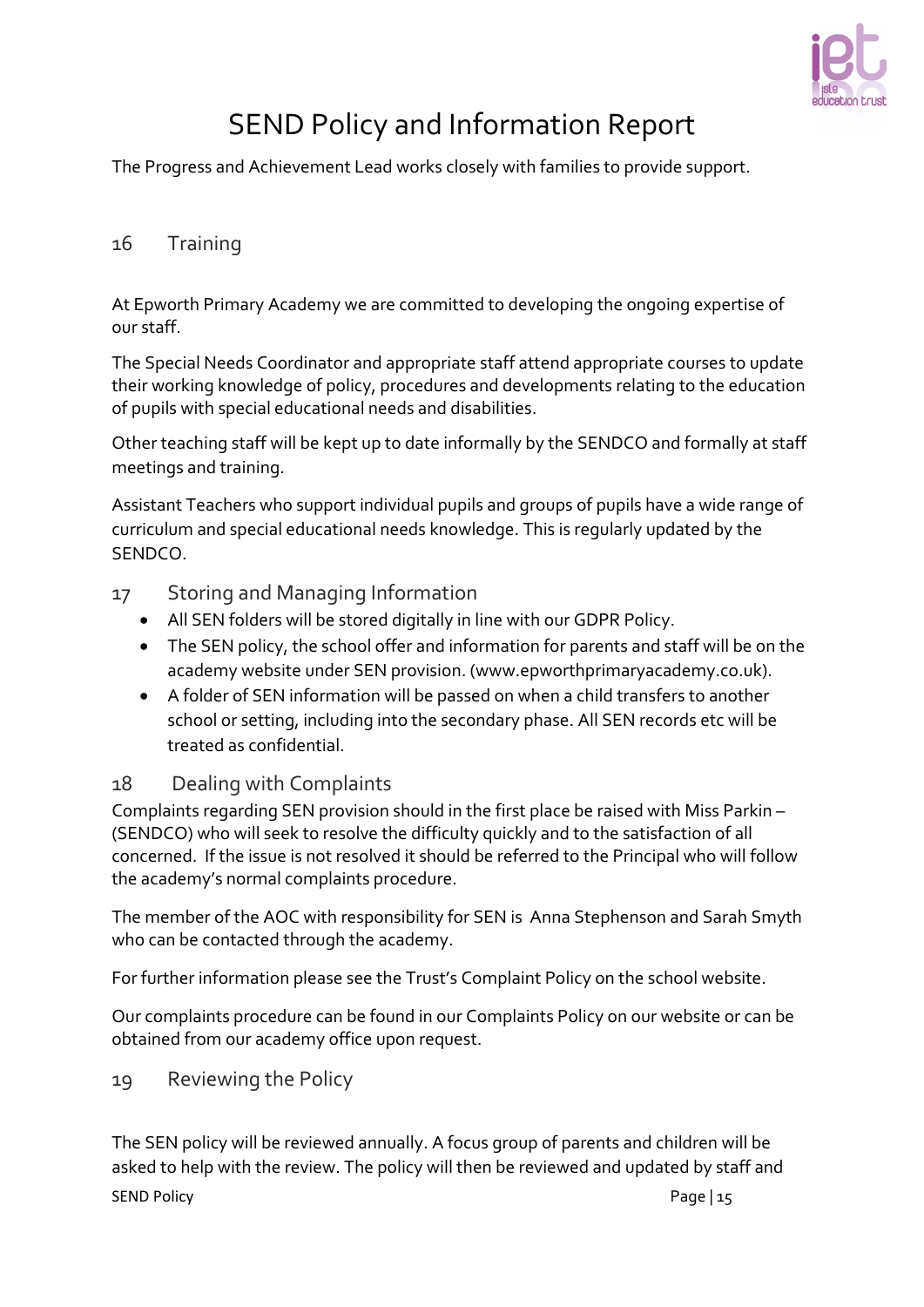The Progress and Achievement Lead works closely with families to provide support.

## 16 Training

At Epworth Primary Academy we are committed to developing the ongoing expertise of our staff.

The Special Needs Coordinator and appropriate staff attend appropriate courses to update their working knowledge of policy, procedures and developments relating to the education of pupils with special educational needs and disabilities.

Other teaching staff will be kept up to date informally by the SENDCO and formally at staff meetings and training.

Assistant Teachers who support individual pupils and groups of pupils have a wide range of curriculum and special educational needs knowledge. This is regularly updated by the SENDCO.

## 17 Storing and Managing Information

- All SEN folders will be stored digitally in line with our GDPR Policy.
- The SEN policy, the school offer and information for parents and staff will be on the academy website under SEN provision. (www.epworthprimaryacademy.co.uk).
- A folder of SEN information will be passed on when a child transfers to another school or setting, including into the secondary phase. All SEN records etc will be treated as confidential.

## 18 Dealing with Complaints

Complaints regarding SEN provision should in the first place be raised with Miss Parkin – (SENDCO) who will seek to resolve the difficulty quickly and to the satisfaction of all concerned. If the issue is not resolved it should be referred to the Principal who will follow the academy's normal complaints procedure.

The member of the AOC with responsibility for SEN is Anna Stephenson and Sarah Smyth who can be contacted through the academy.

For further information please see the Trust's Complaint Policy on the school website.

Our complaints procedure can be found in our Complaints Policy on our website or can be obtained from our academy office upon request.

## 19 Reviewing the Policy

The SEN policy will be reviewed annually. A focus group of parents and children will be asked to help with the review. The policy will then be reviewed and updated by staff and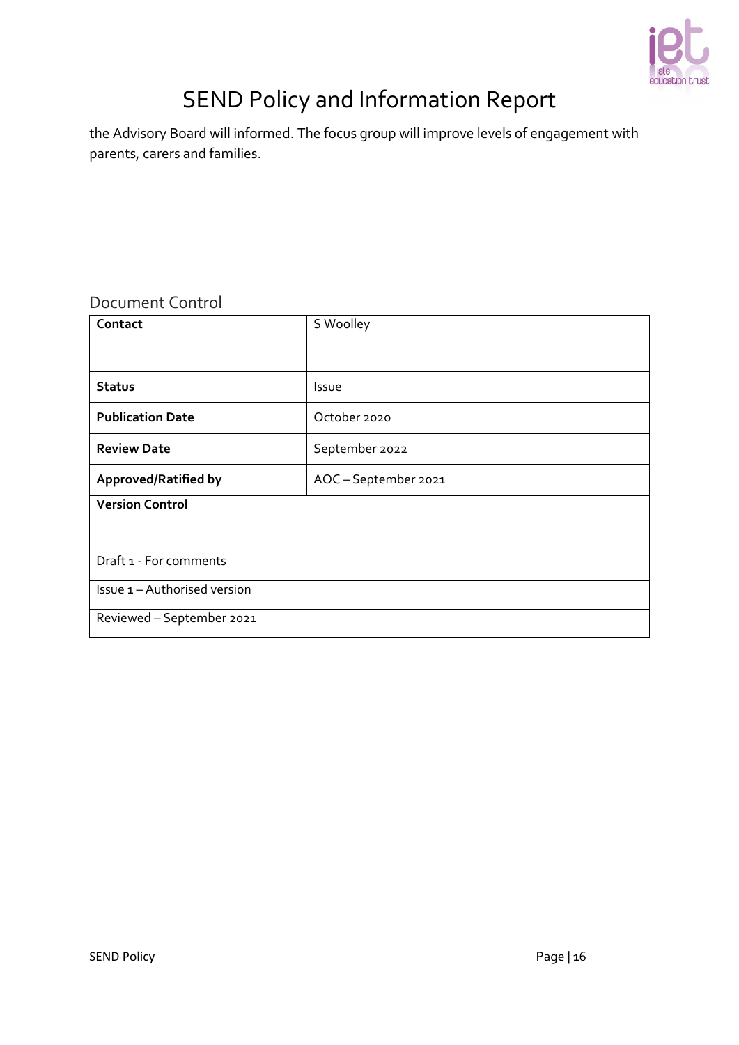the Advisory Board will informed. The focus group will improve levels of engagement with parents, carers and families.

## Document Control

| | |
|---|---|
| **Contact** | S Woolley |
| **Status** | Issue |
| **Publication Date** | October 2020 |
| **Review Date** | September 2022 |
| **Approved/Ratified by** | AOC – September 2021 |
| **Version Control** | |
| Draft 1 - For comments | |
| Issue 1 – Authorised version | |
| Reviewed – September 2021 | |